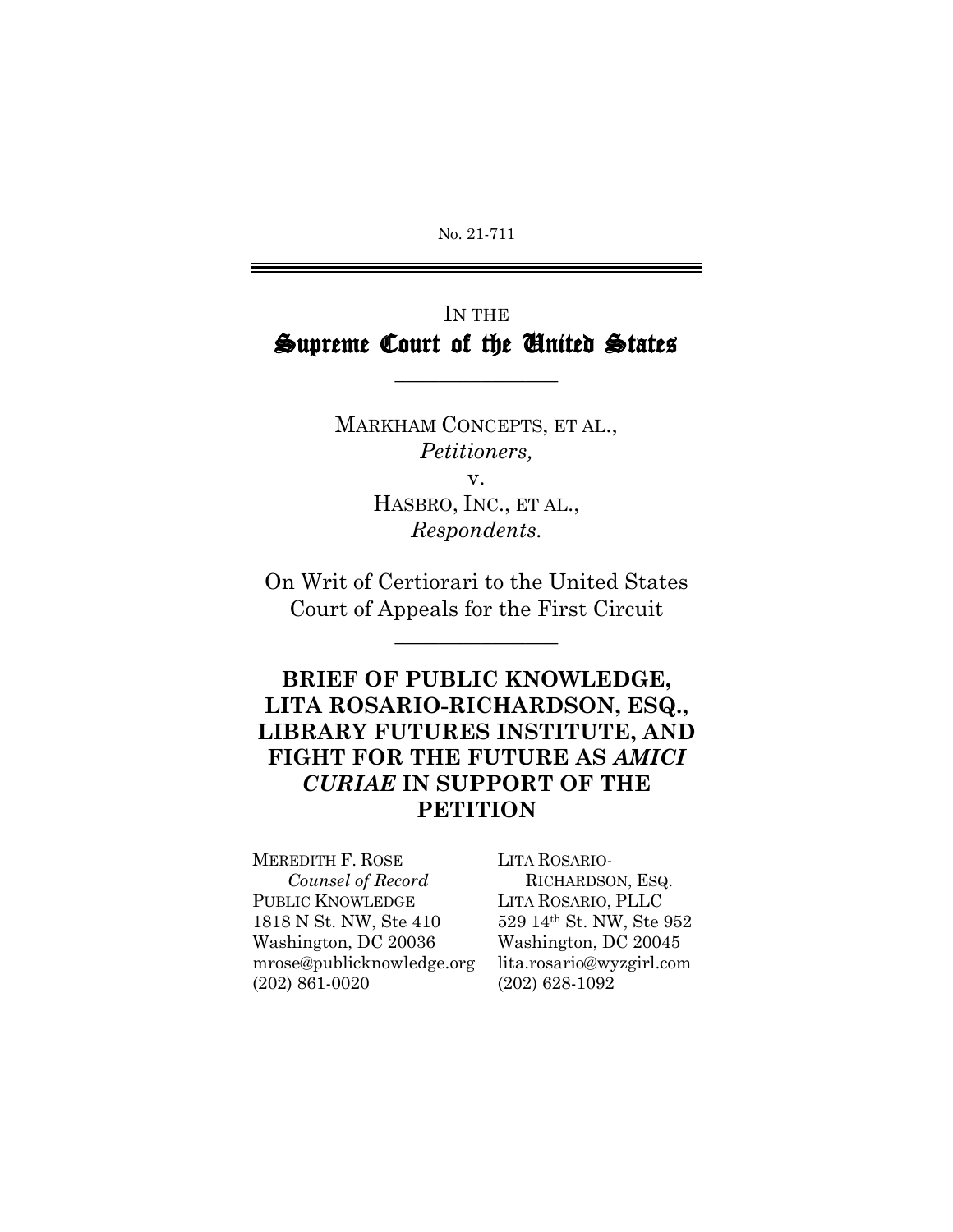No. 21-711

IN THE
# Supreme Court of the United States

---

MARKHAM CONCEPTS, ET AL.,
*Petitioners,*
v.
HASBRO, INC., ET AL.,
*Respondents.*

On Writ of Certiorari to the United States Court of Appeals for the First Circuit

---

## BRIEF OF PUBLIC KNOWLEDGE, LITA ROSARIO-RICHARDSON, ESQ., LIBRARY FUTURES INSTITUTE, AND FIGHT FOR THE FUTURE AS *AMICI CURIAE* IN SUPPORT OF THE PETITION

MEREDITH F. ROSE
*Counsel of Record*
PUBLIC KNOWLEDGE
1818 N St. NW, Ste 410
Washington, DC 20036
mrose@publicknowledge.org
(202) 861-0020

LITA ROSARIO-RICHARDSON, ESQ.
LITA ROSARIO, PLLC
529 14th St. NW, Ste 952
Washington, DC 20045
lita.rosario@wyzgirl.com
(202) 628-1092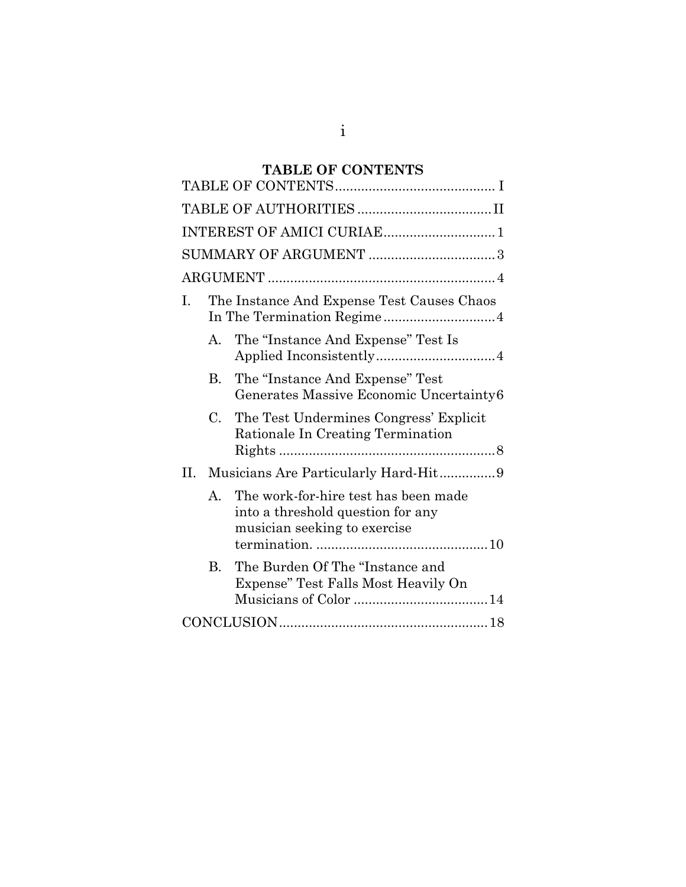# TABLE OF CONTENTS

TABLE OF CONTENTS .......................................... I

TABLE OF AUTHORITIES .................................. II

INTEREST OF AMICI CURIAE ............................. 1

SUMMARY OF ARGUMENT .................................. 3

ARGUMENT ............................................................ 4

I. The Instance And Expense Test Causes Chaos In The Termination Regime .............................. 4

   A. The "Instance And Expense" Test Is Applied Inconsistently ................................ 4

   B. The "Instance And Expense" Test Generates Massive Economic Uncertainty 6

   C. The Test Undermines Congress' Explicit Rationale In Creating Termination Rights ........................................................ 8

II. Musicians Are Particularly Hard-Hit ............... 9

   A. The work-for-hire test has been made into a threshold question for any musician seeking to exercise termination. ............................................ 10

   B. The Burden Of The "Instance and Expense" Test Falls Most Heavily On Musicians of Color ................................... 14

CONCLUSION ...................................................... 18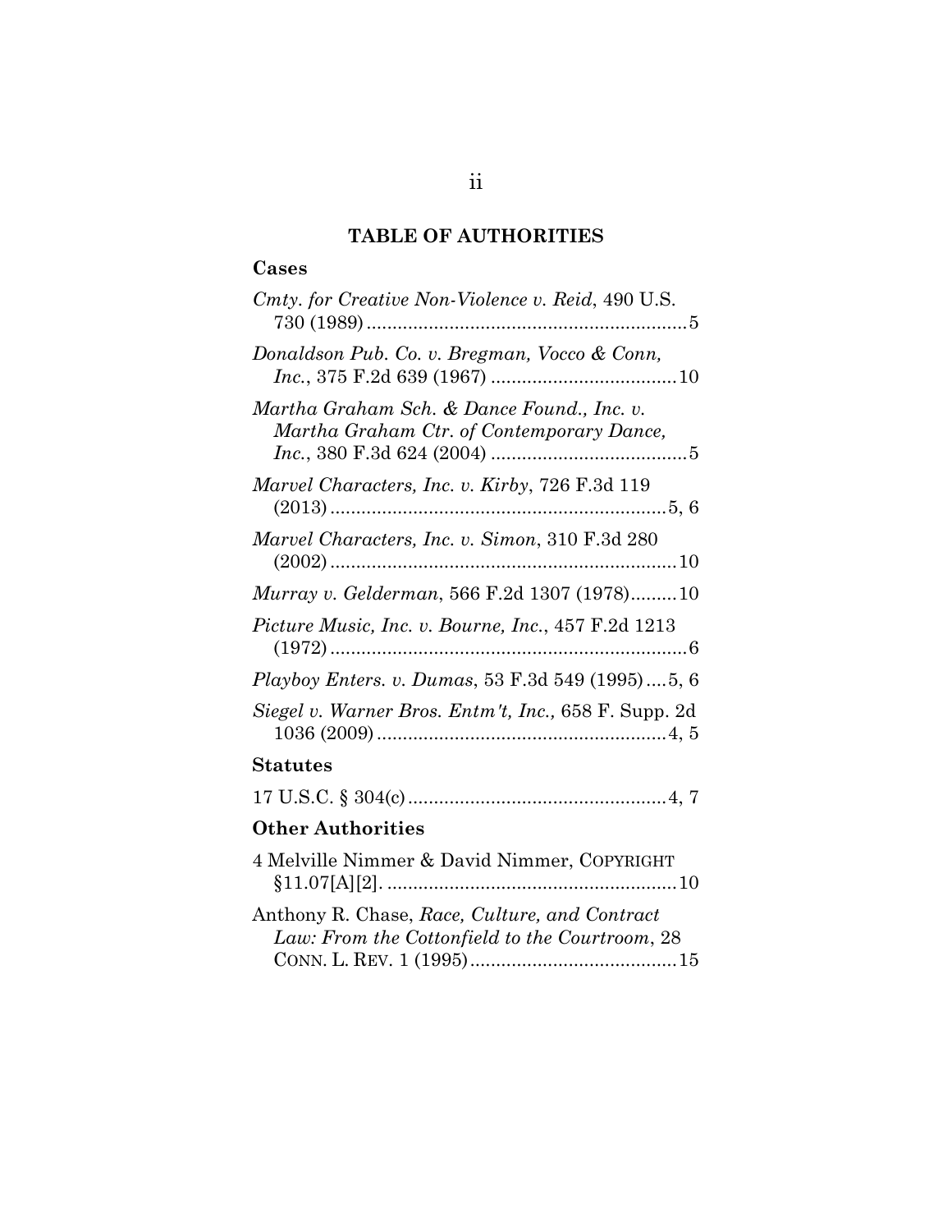## TABLE OF AUTHORITIES

### Cases

*Cmty. for Creative Non-Violence v. Reid*, 490 U.S. 730 (1989) .......... 5

*Donaldson Pub. Co. v. Bregman, Vocco & Conn, Inc.*, 375 F.2d 639 (1967) .......... 10

*Martha Graham Sch. & Dance Found., Inc. v. Martha Graham Ctr. of Contemporary Dance, Inc.*, 380 F.3d 624 (2004) .......... 5

*Marvel Characters, Inc. v. Kirby*, 726 F.3d 119 (2013) .......... 5, 6

*Marvel Characters, Inc. v. Simon*, 310 F.3d 280 (2002) .......... 10

*Murray v. Gelderman*, 566 F.2d 1307 (1978) .......... 10

*Picture Music, Inc. v. Bourne, Inc.*, 457 F.2d 1213 (1972) .......... 6

*Playboy Enters. v. Dumas*, 53 F.3d 549 (1995) .... 5, 6

*Siegel v. Warner Bros. Entm't, Inc.,* 658 F. Supp. 2d 1036 (2009) .......... 4, 5

### Statutes

17 U.S.C. § 304(c) .......... 4, 7

### Other Authorities

4 Melville Nimmer & David Nimmer, COPYRIGHT §11.07[A][2]. .......... 10

Anthony R. Chase, *Race, Culture, and Contract Law: From the Cottonfield to the Courtroom*, 28 CONN. L. REV. 1 (1995) .......... 15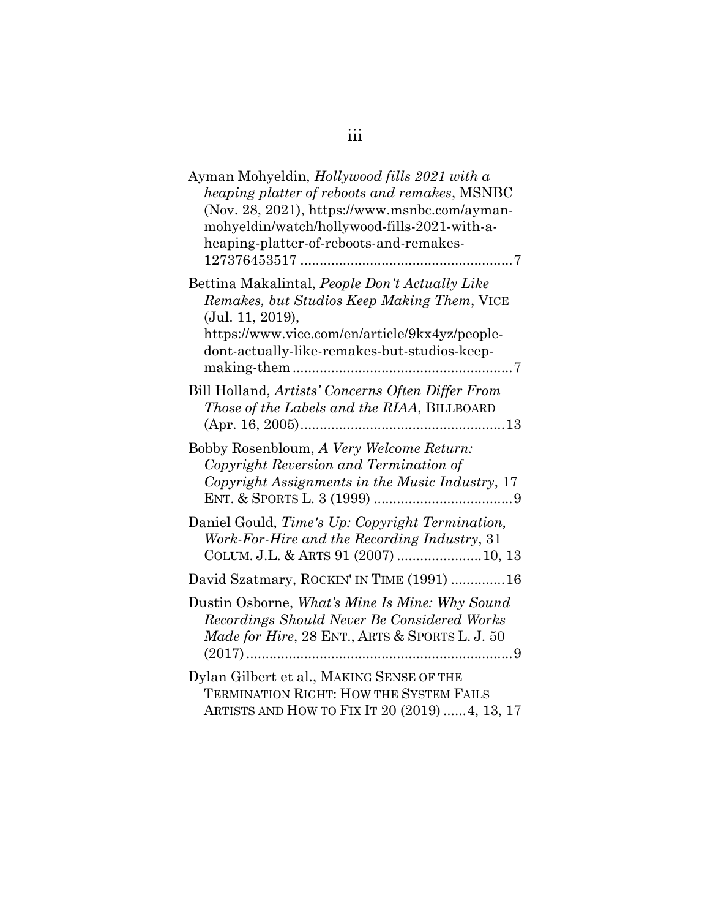Ayman Mohyeldin, *Hollywood fills 2021 with a heaping platter of reboots and remakes*, MSNBC (Nov. 28, 2021), https://www.msnbc.com/ayman-mohyeldin/watch/hollywood-fills-2021-with-a-heaping-platter-of-reboots-and-remakes-127376453517 ....................................................7

Bettina Makalintal, *People Don't Actually Like Remakes, but Studios Keep Making Them*, VICE (Jul. 11, 2019), https://www.vice.com/en/article/9kx4yz/people-dont-actually-like-remakes-but-studios-keep-making-them ........................................................7

Bill Holland, *Artists' Concerns Often Differ From Those of the Labels and the RIAA*, BILLBOARD (Apr. 16, 2005)....................................................13

Bobby Rosenbloum, *A Very Welcome Return: Copyright Reversion and Termination of Copyright Assignments in the Music Industry*, 17 ENT. & SPORTS L. 3 (1999) ....................................9

Daniel Gould, *Time's Up: Copyright Termination, Work-For-Hire and the Recording Industry*, 31 COLUM. J.L. & ARTS 91 (2007) ......................10, 13

David Szatmary, ROCKIN' IN TIME (1991) .............16

Dustin Osborne, *What's Mine Is Mine: Why Sound Recordings Should Never Be Considered Works Made for Hire*, 28 ENT., ARTS & SPORTS L. J. 50 (2017) ......................................................................9

Dylan Gilbert et al., MAKING SENSE OF THE TERMINATION RIGHT: HOW THE SYSTEM FAILS ARTISTS AND HOW TO FIX IT 20 (2019) ......4, 13, 17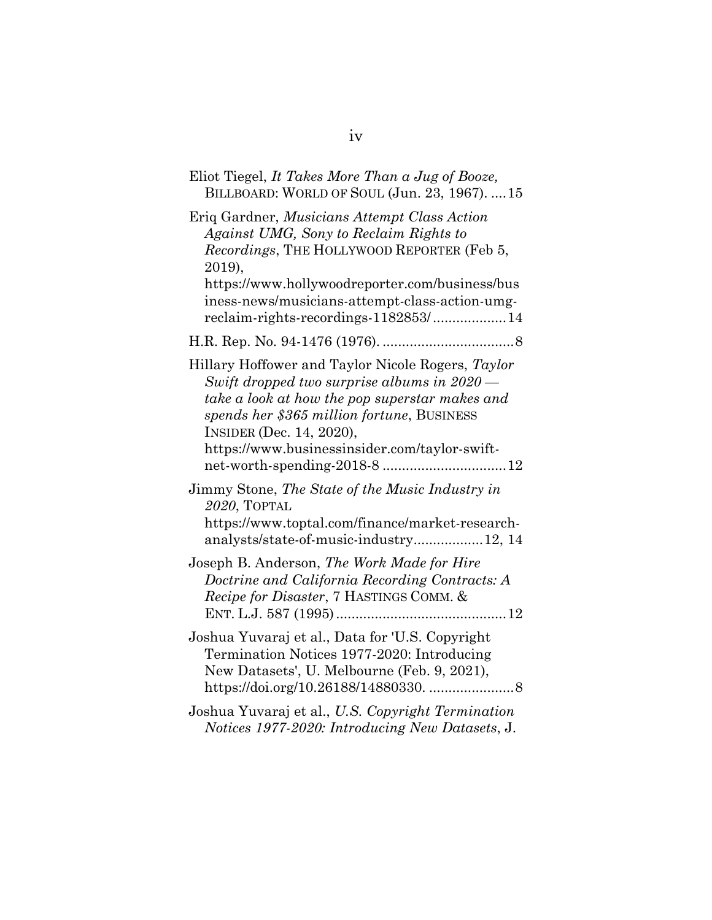Eliot Tiegel, *It Takes More Than a Jug of Booze,* BILLBOARD: WORLD OF SOUL (Jun. 23, 1967). ....15

Eriq Gardner, *Musicians Attempt Class Action Against UMG, Sony to Reclaim Rights to Recordings*, THE HOLLYWOOD REPORTER (Feb 5, 2019), https://www.hollywoodreporter.com/business/business-news/musicians-attempt-class-action-umg-reclaim-rights-recordings-1182853/ ..................14

H.R. Rep. No. 94-1476 (1976). ..................................8

Hillary Hoffower and Taylor Nicole Rogers, *Taylor Swift dropped two surprise albums in 2020 — take a look at how the pop superstar makes and spends her $365 million fortune*, BUSINESS INSIDER (Dec. 14, 2020), https://www.businessinsider.com/taylor-swift-net-worth-spending-2018-8 ................................12

Jimmy Stone, *The State of the Music Industry in 2020*, TOPTAL https://www.toptal.com/finance/market-research-analysts/state-of-music-industry..................12, 14

Joseph B. Anderson, *The Work Made for Hire Doctrine and California Recording Contracts: A Recipe for Disaster*, 7 HASTINGS COMM. & ENT. L.J. 587 (1995) ...........................................12

Joshua Yuvaraj et al., Data for 'U.S. Copyright Termination Notices 1977-2020: Introducing New Datasets', U. Melbourne (Feb. 9, 2021), https://doi.org/10.26188/14880330. ......................8

Joshua Yuvaraj et al., *U.S. Copyright Termination Notices 1977-2020: Introducing New Datasets*, J.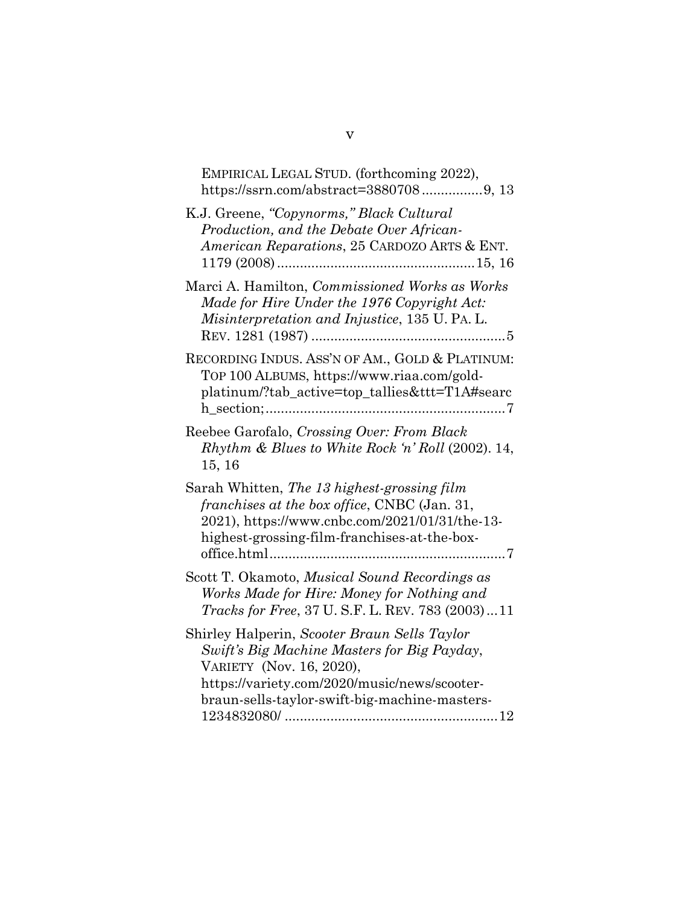EMPIRICAL LEGAL STUD. (forthcoming 2022), https://ssrn.com/abstract=3880708 ................9, 13

K.J. Greene, *"Copynorms," Black Cultural Production, and the Debate Over African-American Reparations*, 25 CARDOZO ARTS & ENT. 1179 (2008) ....................................................15, 16

Marci A. Hamilton, *Commissioned Works as Works Made for Hire Under the 1976 Copyright Act: Misinterpretation and Injustice*, 135 U. PA. L. REV. 1281 (1987) ....................................................5

RECORDING INDUS. ASS'N OF AM., GOLD & PLATINUM: TOP 100 ALBUMS, https://www.riaa.com/gold-platinum/?tab_active=top_tallies&ttt=T1A#search_section; ...............................................................7

Reebee Garofalo, *Crossing Over: From Black Rhythm & Blues to White Rock 'n' Roll* (2002). 14, 15, 16

Sarah Whitten, *The 13 highest-grossing film franchises at the box office*, CNBC (Jan. 31, 2021), https://www.cnbc.com/2021/01/31/the-13-highest-grossing-film-franchises-at-the-box-office.html..............................................................7

Scott T. Okamoto, *Musical Sound Recordings as Works Made for Hire: Money for Nothing and Tracks for Free*, 37 U. S.F. L. REV. 783 (2003)...11

Shirley Halperin, *Scooter Braun Sells Taylor Swift's Big Machine Masters for Big Payday*, VARIETY (Nov. 16, 2020), https://variety.com/2020/music/news/scooter-braun-sells-taylor-swift-big-machine-masters-1234832080/ ........................................................12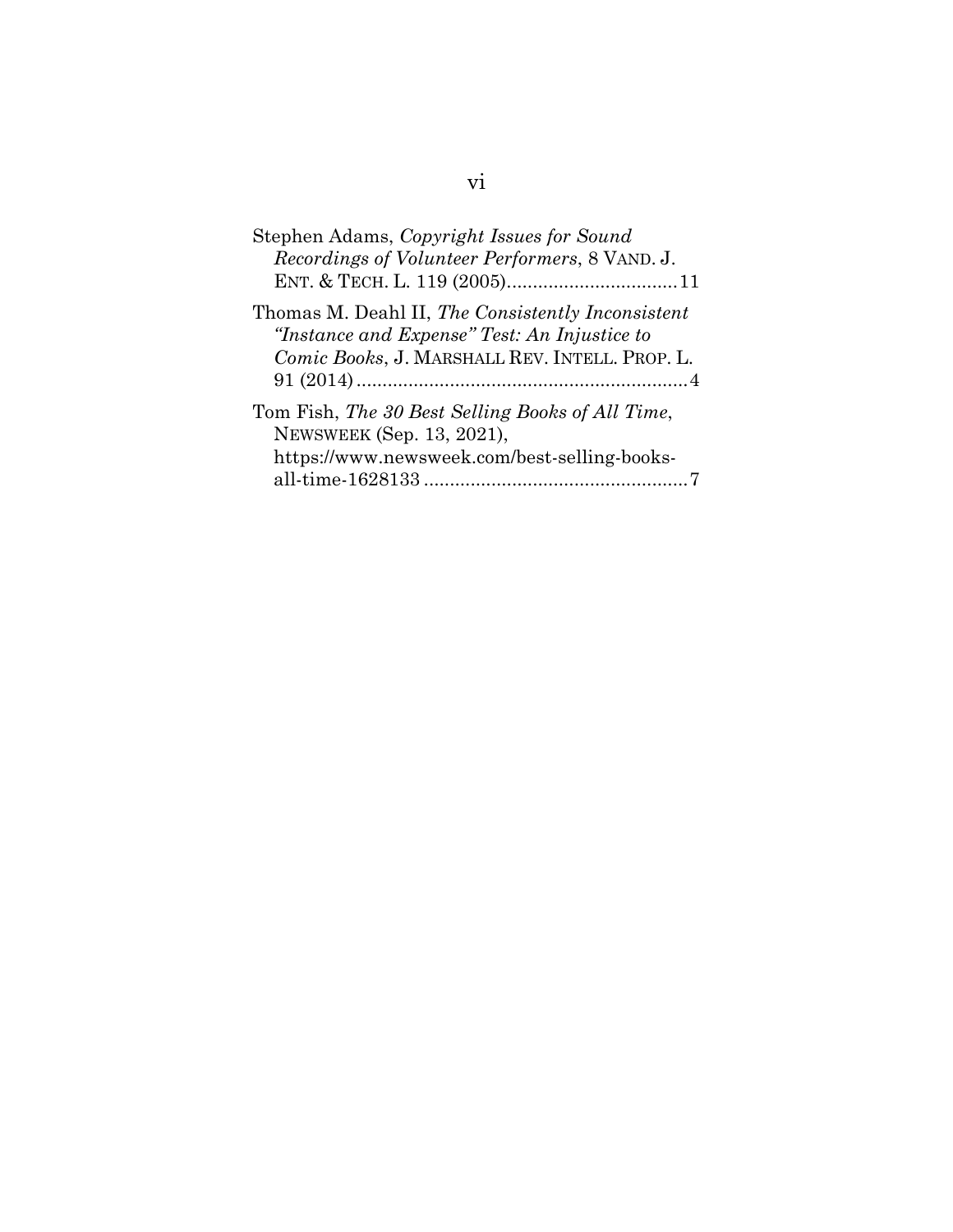Stephen Adams, *Copyright Issues for Sound Recordings of Volunteer Performers*, 8 VAND. J. ENT. & TECH. L. 119 (2005)................................11

Thomas M. Deahl II, *The Consistently Inconsistent "Instance and Expense" Test: An Injustice to Comic Books*, J. MARSHALL REV. INTELL. PROP. L. 91 (2014)................................................................4

Tom Fish, *The 30 Best Selling Books of All Time*, NEWSWEEK (Sep. 13, 2021), https://www.newsweek.com/best-selling-books-all-time-1628133 ..................................................7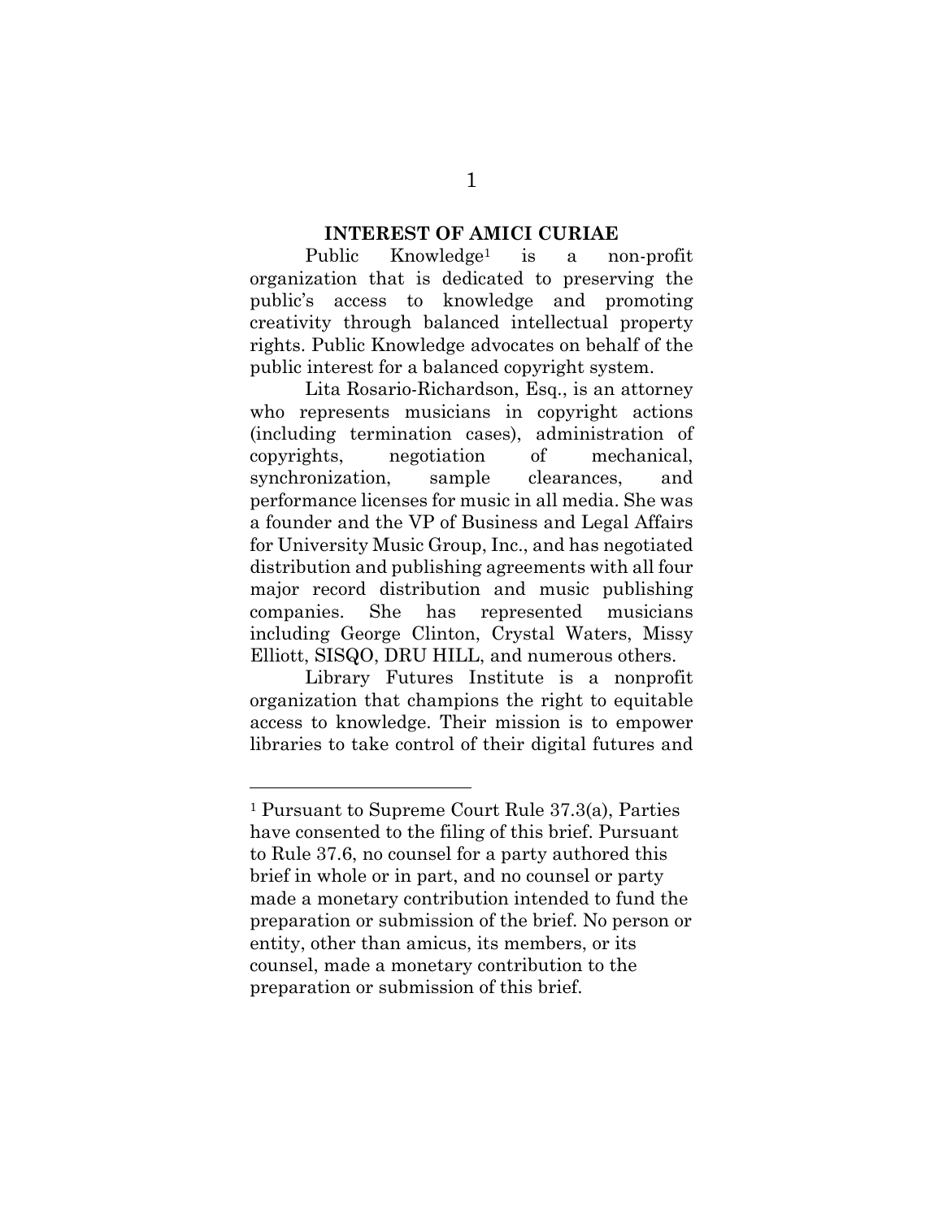## INTEREST OF AMICI CURIAE

Public Knowledge[1] is a non-profit organization that is dedicated to preserving the public's access to knowledge and promoting creativity through balanced intellectual property rights. Public Knowledge advocates on behalf of the public interest for a balanced copyright system.

Lita Rosario-Richardson, Esq., is an attorney who represents musicians in copyright actions (including termination cases), administration of copyrights, negotiation of mechanical, synchronization, sample clearances, and performance licenses for music in all media. She was a founder and the VP of Business and Legal Affairs for University Music Group, Inc., and has negotiated distribution and publishing agreements with all four major record distribution and music publishing companies. She has represented musicians including George Clinton, Crystal Waters, Missy Elliott, SISQO, DRU HILL, and numerous others.

Library Futures Institute is a nonprofit organization that champions the right to equitable access to knowledge. Their mission is to empower libraries to take control of their digital futures and

---

[1] Pursuant to Supreme Court Rule 37.3(a), Parties have consented to the filing of this brief. Pursuant to Rule 37.6, no counsel for a party authored this brief in whole or in part, and no counsel or party made a monetary contribution intended to fund the preparation or submission of the brief. No person or entity, other than amicus, its members, or its counsel, made a monetary contribution to the preparation or submission of this brief.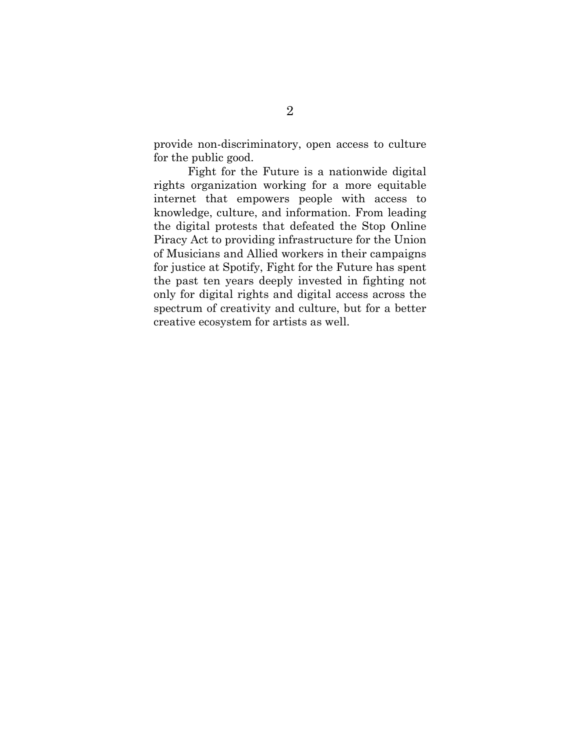provide non-discriminatory, open access to culture for the public good.

Fight for the Future is a nationwide digital rights organization working for a more equitable internet that empowers people with access to knowledge, culture, and information. From leading the digital protests that defeated the Stop Online Piracy Act to providing infrastructure for the Union of Musicians and Allied workers in their campaigns for justice at Spotify, Fight for the Future has spent the past ten years deeply invested in fighting not only for digital rights and digital access across the spectrum of creativity and culture, but for a better creative ecosystem for artists as well.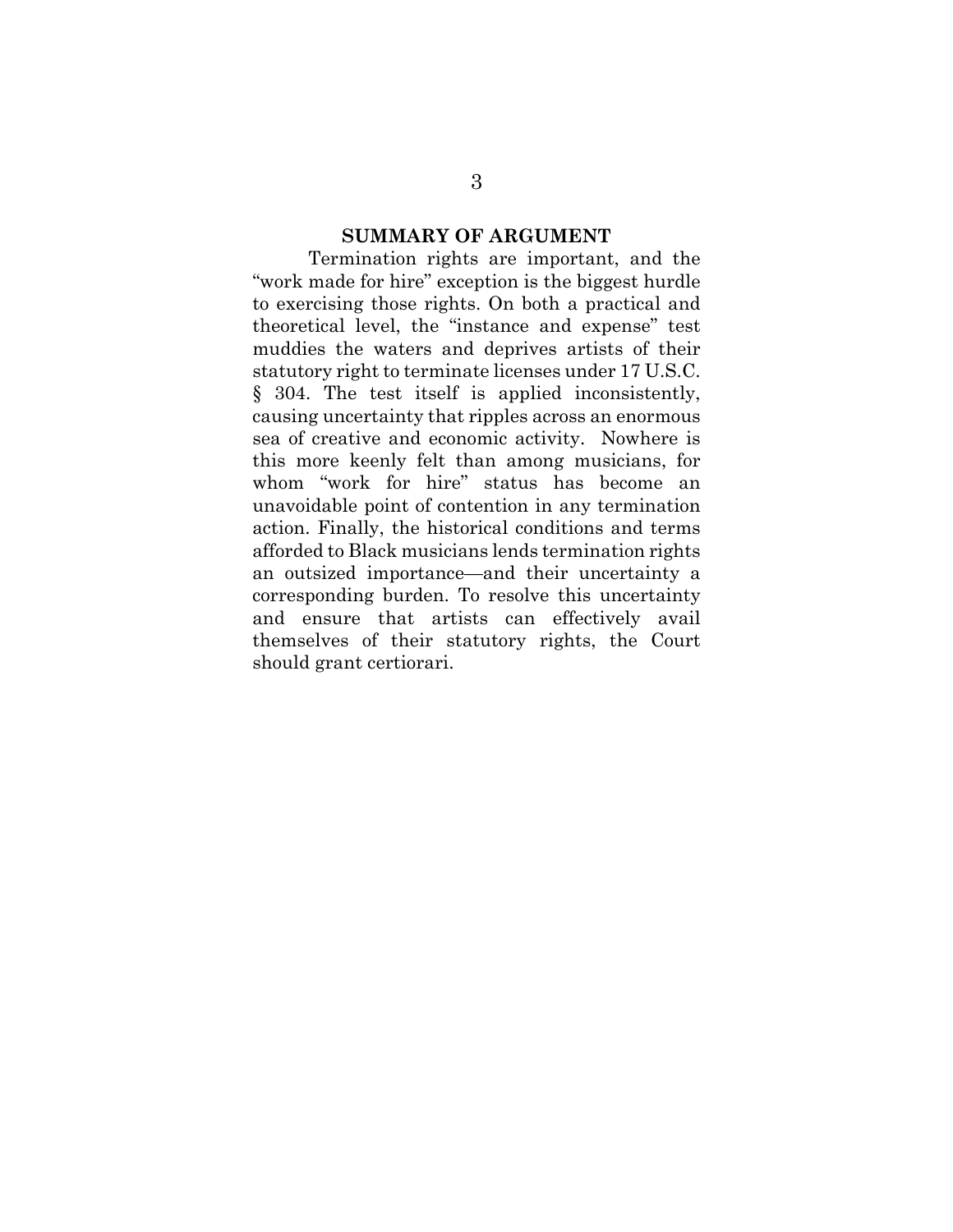## SUMMARY OF ARGUMENT

Termination rights are important, and the "work made for hire" exception is the biggest hurdle to exercising those rights. On both a practical and theoretical level, the "instance and expense" test muddies the waters and deprives artists of their statutory right to terminate licenses under 17 U.S.C. § 304. The test itself is applied inconsistently, causing uncertainty that ripples across an enormous sea of creative and economic activity. Nowhere is this more keenly felt than among musicians, for whom "work for hire" status has become an unavoidable point of contention in any termination action. Finally, the historical conditions and terms afforded to Black musicians lends termination rights an outsized importance—and their uncertainty a corresponding burden. To resolve this uncertainty and ensure that artists can effectively avail themselves of their statutory rights, the Court should grant certiorari.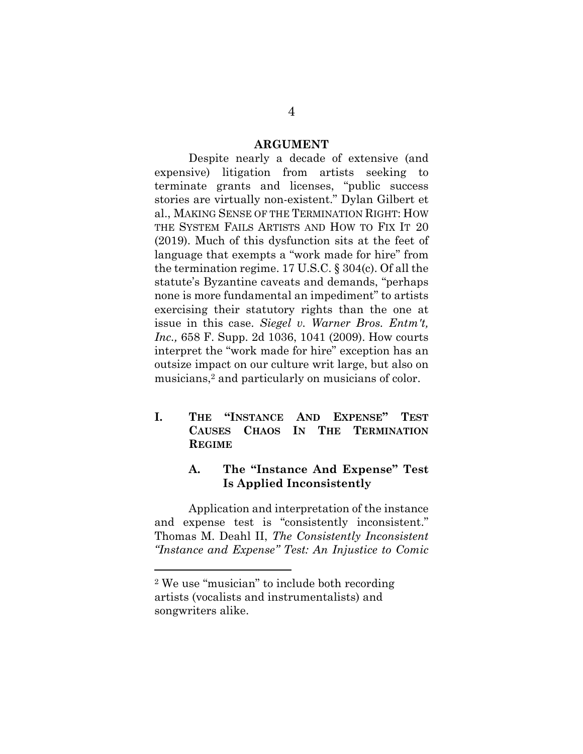## ARGUMENT

Despite nearly a decade of extensive (and expensive) litigation from artists seeking to terminate grants and licenses, "public success stories are virtually non-existent." Dylan Gilbert et al., MAKING SENSE OF THE TERMINATION RIGHT: HOW THE SYSTEM FAILS ARTISTS AND HOW TO FIX IT 20 (2019). Much of this dysfunction sits at the feet of language that exempts a "work made for hire" from the termination regime. 17 U.S.C. § 304(c). Of all the statute's Byzantine caveats and demands, "perhaps none is more fundamental an impediment" to artists exercising their statutory rights than the one at issue in this case. *Siegel v. Warner Bros. Entm't, Inc.,* 658 F. Supp. 2d 1036, 1041 (2009). How courts interpret the "work made for hire" exception has an outsize impact on our culture writ large, but also on musicians,[2] and particularly on musicians of color.

### I. THE "INSTANCE AND EXPENSE" TEST CAUSES CHAOS IN THE TERMINATION REGIME

#### A. The "Instance And Expense" Test Is Applied Inconsistently

Application and interpretation of the instance and expense test is "consistently inconsistent." Thomas M. Deahl II, *The Consistently Inconsistent "Instance and Expense" Test: An Injustice to Comic*

[2] We use "musician" to include both recording artists (vocalists and instrumentalists) and songwriters alike.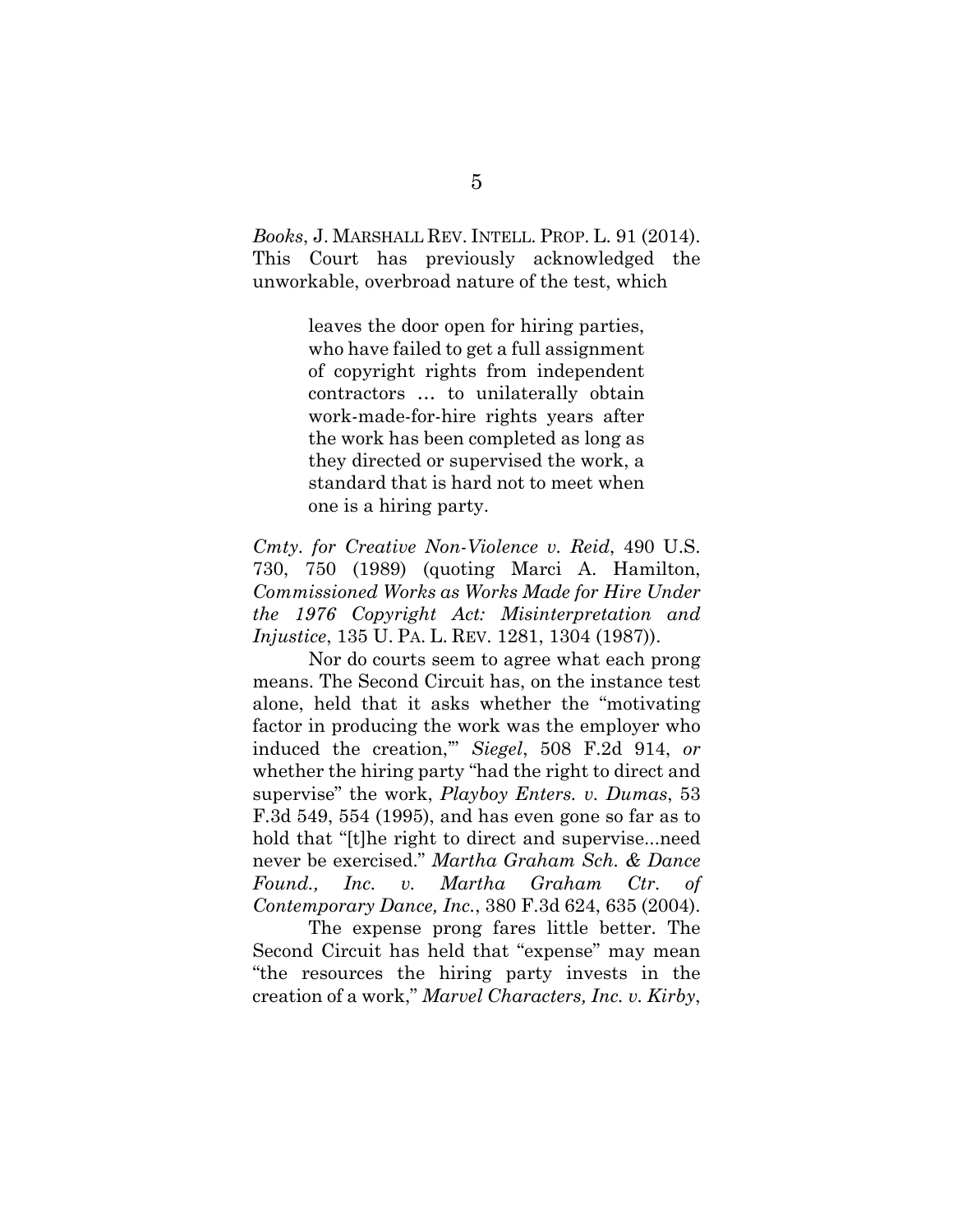*Books*, J. MARSHALL REV. INTELL. PROP. L. 91 (2014). This Court has previously acknowledged the unworkable, overbroad nature of the test, which

> leaves the door open for hiring parties, who have failed to get a full assignment of copyright rights from independent contractors … to unilaterally obtain work-made-for-hire rights years after the work has been completed as long as they directed or supervised the work, a standard that is hard not to meet when one is a hiring party.

*Cmty. for Creative Non-Violence v. Reid*, 490 U.S. 730, 750 (1989) (quoting Marci A. Hamilton, *Commissioned Works as Works Made for Hire Under the 1976 Copyright Act: Misinterpretation and Injustice*, 135 U. PA. L. REV. 1281, 1304 (1987)).

Nor do courts seem to agree what each prong means. The Second Circuit has, on the instance test alone, held that it asks whether the "motivating factor in producing the work was the employer who induced the creation,'" *Siegel*, 508 F.2d 914, *or* whether the hiring party "had the right to direct and supervise" the work, *Playboy Enters. v. Dumas*, 53 F.3d 549, 554 (1995), and has even gone so far as to hold that "[t]he right to direct and supervise...need never be exercised." *Martha Graham Sch. & Dance Found., Inc. v. Martha Graham Ctr. of Contemporary Dance, Inc.*, 380 F.3d 624, 635 (2004).

The expense prong fares little better. The Second Circuit has held that "expense" may mean "the resources the hiring party invests in the creation of a work," *Marvel Characters, Inc. v. Kirby*,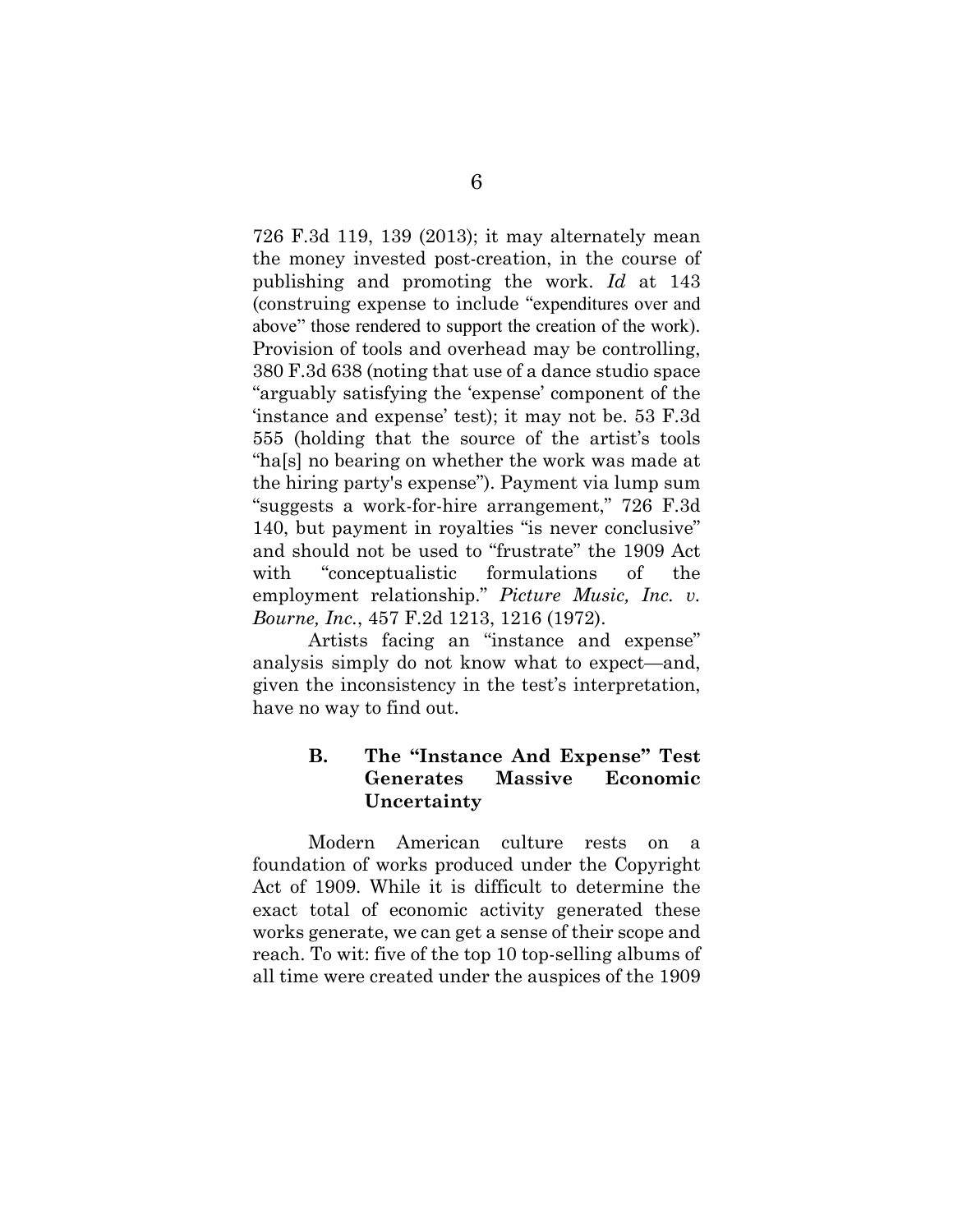726 F.3d 119, 139 (2013); it may alternately mean the money invested post-creation, in the course of publishing and promoting the work. *Id* at 143 (construing expense to include "expenditures over and above" those rendered to support the creation of the work). Provision of tools and overhead may be controlling, 380 F.3d 638 (noting that use of a dance studio space "arguably satisfying the 'expense' component of the 'instance and expense' test); it may not be. 53 F.3d 555 (holding that the source of the artist's tools "ha[s] no bearing on whether the work was made at the hiring party's expense"). Payment via lump sum "suggests a work-for-hire arrangement," 726 F.3d 140, but payment in royalties "is never conclusive" and should not be used to "frustrate" the 1909 Act with "conceptualistic formulations of the employment relationship." *Picture Music, Inc. v. Bourne, Inc.*, 457 F.2d 1213, 1216 (1972).

Artists facing an "instance and expense" analysis simply do not know what to expect—and, given the inconsistency in the test's interpretation, have no way to find out.

### B. The "Instance And Expense" Test Generates Massive Economic Uncertainty

Modern American culture rests on a foundation of works produced under the Copyright Act of 1909. While it is difficult to determine the exact total of economic activity generated these works generate, we can get a sense of their scope and reach. To wit: five of the top 10 top-selling albums of all time were created under the auspices of the 1909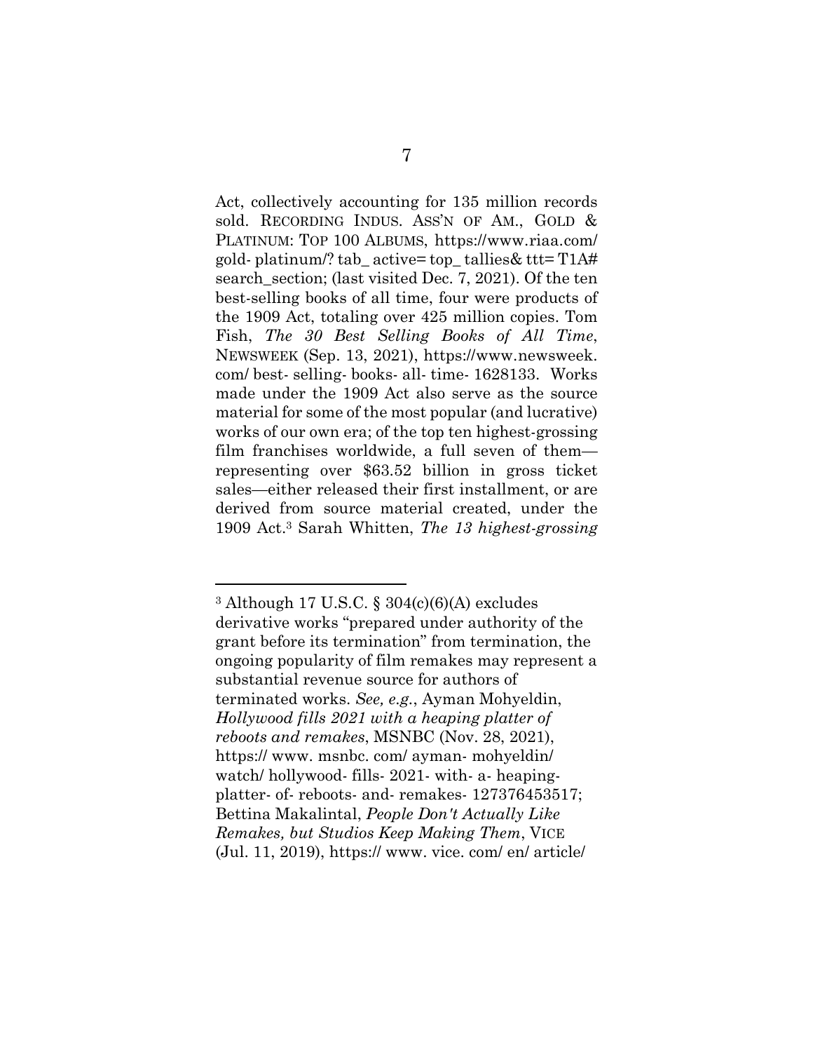Act, collectively accounting for 135 million records sold. RECORDING INDUS. ASS'N OF AM., GOLD & PLATINUM: TOP 100 ALBUMS, https://www.riaa.com/gold-platinum/?tab_active=top_tallies&ttt=T1A#search_section; (last visited Dec. 7, 2021). Of the ten best-selling books of all time, four were products of the 1909 Act, totaling over 425 million copies. Tom Fish, *The 30 Best Selling Books of All Time*, NEWSWEEK (Sep. 13, 2021), https://www.newsweek.com/best-selling-books-all-time-1628133. Works made under the 1909 Act also serve as the source material for some of the most popular (and lucrative) works of our own era; of the top ten highest-grossing film franchises worldwide, a full seven of them—representing over $63.52 billion in gross ticket sales—either released their first installment, or are derived from source material created, under the 1909 Act.[3] Sarah Whitten, *The 13 highest-grossing*

---

[3] Although 17 U.S.C. § 304(c)(6)(A) excludes derivative works "prepared under authority of the grant before its termination" from termination, the ongoing popularity of film remakes may represent a substantial revenue source for authors of terminated works. *See, e.g.*, Ayman Mohyeldin, *Hollywood fills 2021 with a heaping platter of reboots and remakes*, MSNBC (Nov. 28, 2021), https://www.msnbc.com/ayman-mohyeldin/watch/hollywood-fills-2021-with-a-heaping-platter-of-reboots-and-remakes-127376453517; Bettina Makalintal, *People Don't Actually Like Remakes, but Studios Keep Making Them*, VICE (Jul. 11, 2019), https://www.vice.com/en/article/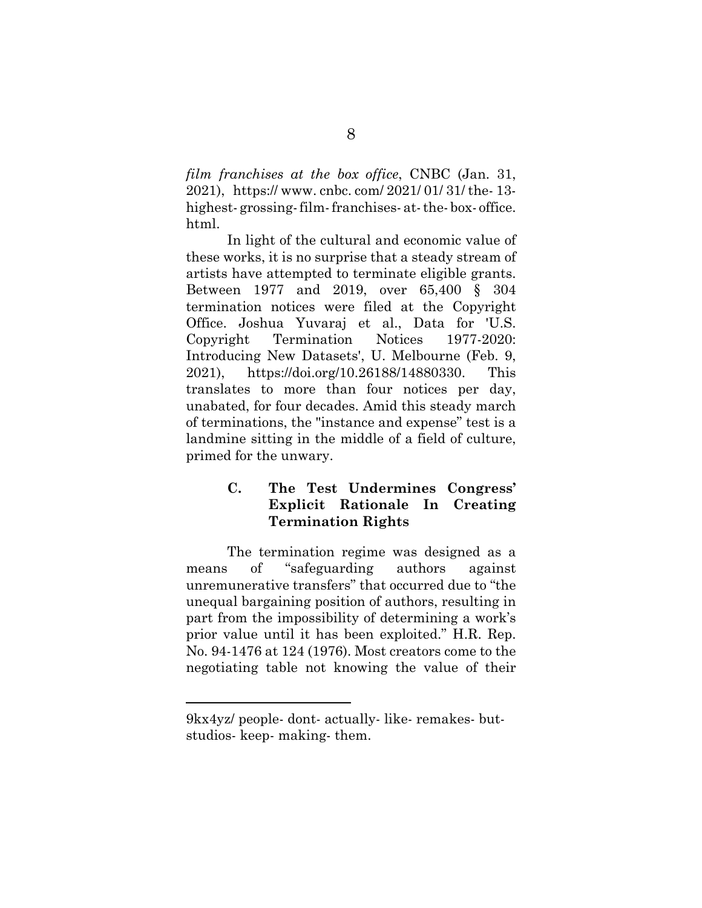*film franchises at the box office*, CNBC (Jan. 31, 2021), https:// www. cnbc. com/ 2021/ 01/ 31/ the- 13- highest- grossing- film- franchises- at- the- box- office. html.

In light of the cultural and economic value of these works, it is no surprise that a steady stream of artists have attempted to terminate eligible grants. Between 1977 and 2019, over 65,400 § 304 termination notices were filed at the Copyright Office. Joshua Yuvaraj et al., Data for 'U.S. Copyright Termination Notices 1977-2020: Introducing New Datasets', U. Melbourne (Feb. 9, 2021), https://doi.org/10.26188/14880330. This translates to more than four notices per day, unabated, for four decades. Amid this steady march of terminations, the "instance and expense" test is a landmine sitting in the middle of a field of culture, primed for the unwary.

### C. The Test Undermines Congress' Explicit Rationale In Creating Termination Rights

The termination regime was designed as a means of "safeguarding authors against unremunerative transfers" that occurred due to "the unequal bargaining position of authors, resulting in part from the impossibility of determining a work's prior value until it has been exploited." H.R. Rep. No. 94-1476 at 124 (1976). Most creators come to the negotiating table not knowing the value of their

---

9kx4yz/ people- dont- actually- like- remakes- but- studios- keep- making- them.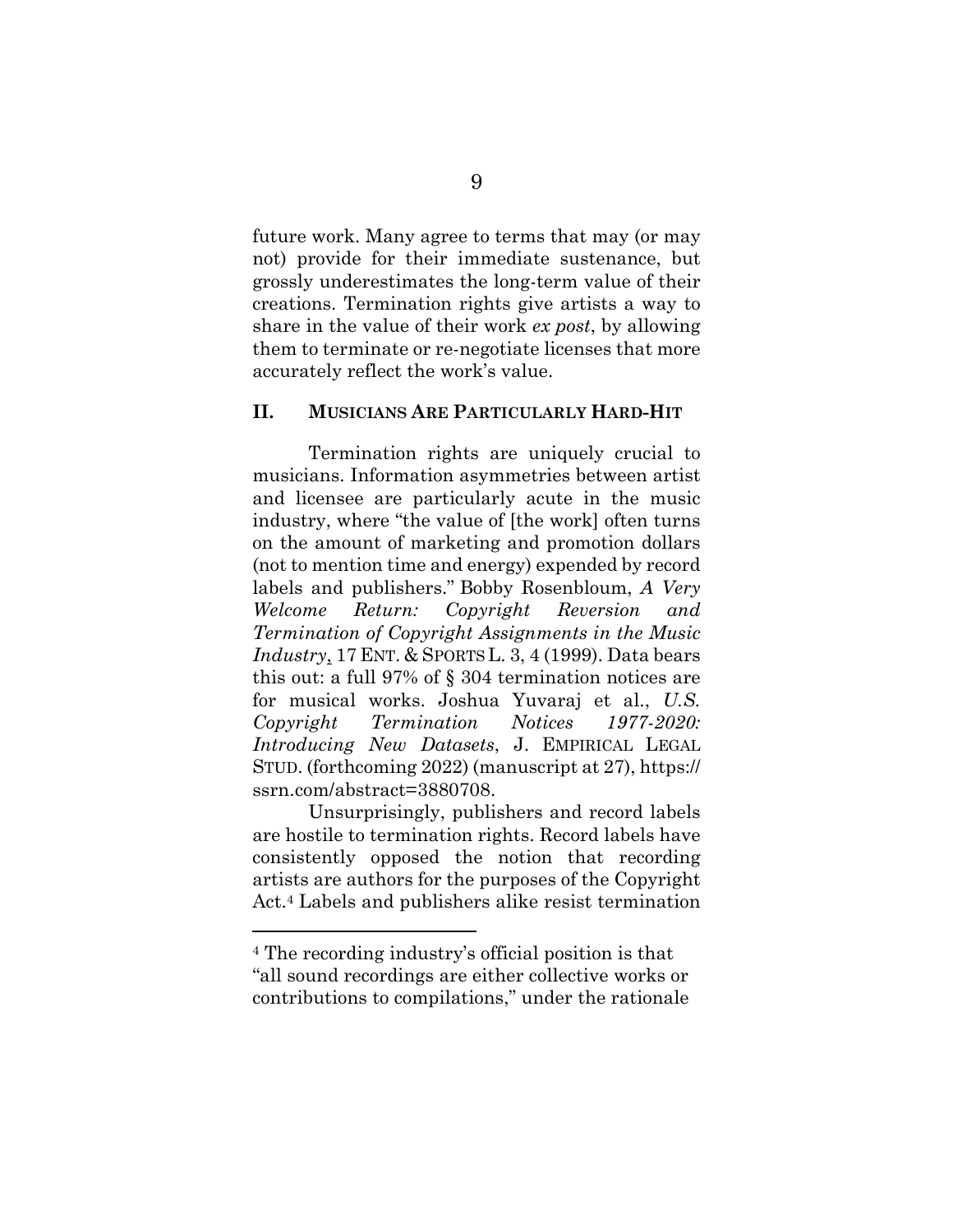future work. Many agree to terms that may (or may not) provide for their immediate sustenance, but grossly underestimates the long-term value of their creations. Termination rights give artists a way to share in the value of their work *ex post*, by allowing them to terminate or re-negotiate licenses that more accurately reflect the work's value.

## II. MUSICIANS ARE PARTICULARLY HARD-HIT

Termination rights are uniquely crucial to musicians. Information asymmetries between artist and licensee are particularly acute in the music industry, where "the value of [the work] often turns on the amount of marketing and promotion dollars (not to mention time and energy) expended by record labels and publishers." Bobby Rosenbloum, *A Very Welcome Return: Copyright Reversion and Termination of Copyright Assignments in the Music Industry*, 17 ENT. & SPORTS L. 3, 4 (1999). Data bears this out: a full 97% of § 304 termination notices are for musical works. Joshua Yuvaraj et al., *U.S. Copyright Termination Notices 1977-2020: Introducing New Datasets*, J. EMPIRICAL LEGAL STUD. (forthcoming 2022) (manuscript at 27), https://ssrn.com/abstract=3880708.

Unsurprisingly, publishers and record labels are hostile to termination rights. Record labels have consistently opposed the notion that recording artists are authors for the purposes of the Copyright Act.[4] Labels and publishers alike resist termination

---

[4] The recording industry's official position is that "all sound recordings are either collective works or contributions to compilations," under the rationale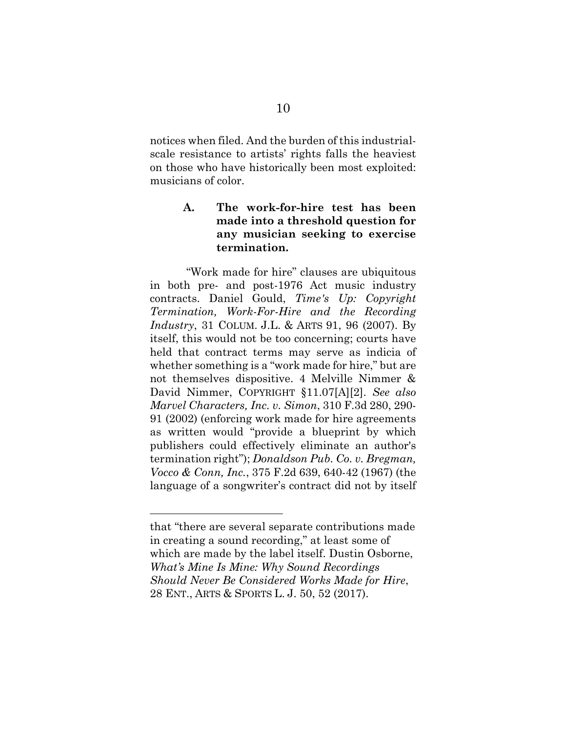notices when filed. And the burden of this industrial-scale resistance to artists' rights falls the heaviest on those who have historically been most exploited: musicians of color.

### A. The work-for-hire test has been made into a threshold question for any musician seeking to exercise termination.

"Work made for hire" clauses are ubiquitous in both pre- and post-1976 Act music industry contracts. Daniel Gould, *Time's Up: Copyright Termination, Work-For-Hire and the Recording Industry*, 31 COLUM. J.L. & ARTS 91, 96 (2007). By itself, this would not be too concerning; courts have held that contract terms may serve as indicia of whether something is a "work made for hire," but are not themselves dispositive. 4 Melville Nimmer & David Nimmer, COPYRIGHT §11.07[A][2]. *See also Marvel Characters, Inc. v. Simon*, 310 F.3d 280, 290-91 (2002) (enforcing work made for hire agreements as written would "provide a blueprint by which publishers could effectively eliminate an author's termination right"); *Donaldson Pub. Co. v. Bregman, Vocco & Conn, Inc.*, 375 F.2d 639, 640-42 (1967) (the language of a songwriter's contract did not by itself

---

that "there are several separate contributions made in creating a sound recording," at least some of which are made by the label itself. Dustin Osborne, *What's Mine Is Mine: Why Sound Recordings Should Never Be Considered Works Made for Hire*, 28 ENT., ARTS & SPORTS L. J. 50, 52 (2017).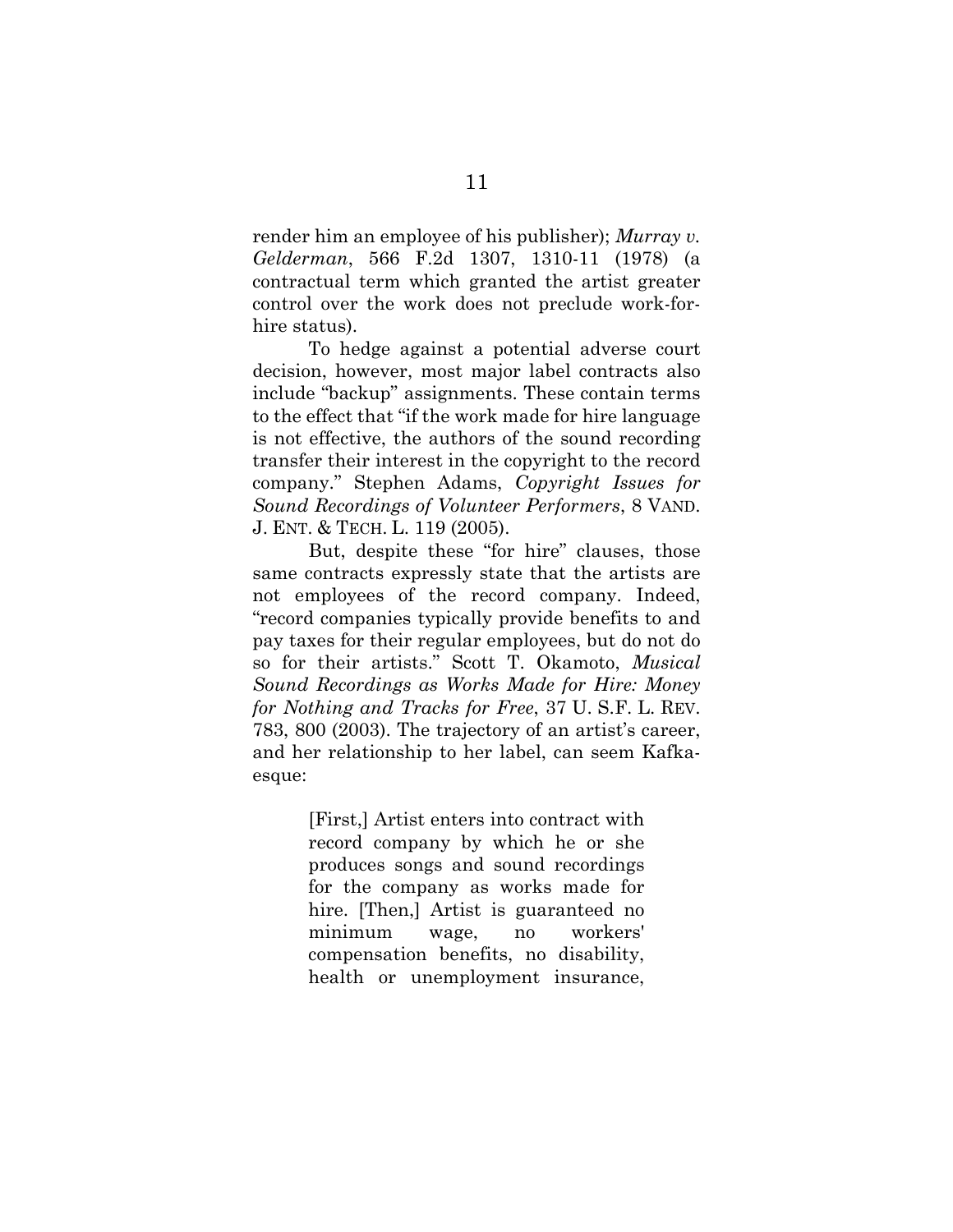render him an employee of his publisher); *Murray v. Gelderman*, 566 F.2d 1307, 1310-11 (1978) (a contractual term which granted the artist greater control over the work does not preclude work-for-hire status).

To hedge against a potential adverse court decision, however, most major label contracts also include "backup" assignments. These contain terms to the effect that "if the work made for hire language is not effective, the authors of the sound recording transfer their interest in the copyright to the record company." Stephen Adams, *Copyright Issues for Sound Recordings of Volunteer Performers*, 8 VAND. J. ENT. & TECH. L. 119 (2005).

But, despite these "for hire" clauses, those same contracts expressly state that the artists are not employees of the record company. Indeed, "record companies typically provide benefits to and pay taxes for their regular employees, but do not do so for their artists." Scott T. Okamoto, *Musical Sound Recordings as Works Made for Hire: Money for Nothing and Tracks for Free*, 37 U. S.F. L. REV. 783, 800 (2003). The trajectory of an artist's career, and her relationship to her label, can seem Kafka-esque:

> [First,] Artist enters into contract with record company by which he or she produces songs and sound recordings for the company as works made for hire. [Then,] Artist is guaranteed no minimum wage, no workers' compensation benefits, no disability, health or unemployment insurance,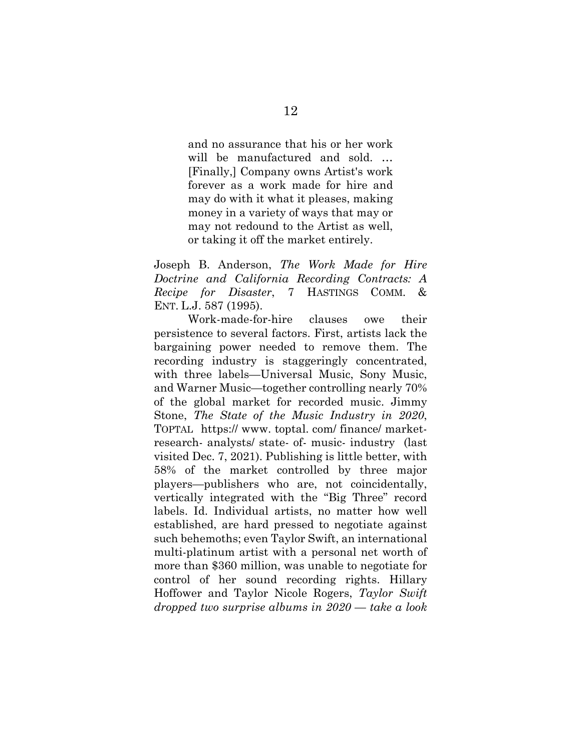> and no assurance that his or her work will be manufactured and sold. … [Finally,] Company owns Artist's work forever as a work made for hire and may do with it what it pleases, making money in a variety of ways that may or may not redound to the Artist as well, or taking it off the market entirely.

Joseph B. Anderson, *The Work Made for Hire Doctrine and California Recording Contracts: A Recipe for Disaster*, 7 HASTINGS COMM. & ENT. L.J. 587 (1995).

Work-made-for-hire clauses owe their persistence to several factors. First, artists lack the bargaining power needed to remove them. The recording industry is staggeringly concentrated, with three labels—Universal Music, Sony Music, and Warner Music—together controlling nearly 70% of the global market for recorded music. Jimmy Stone, *The State of the Music Industry in 2020*, TOPTAL https:// www. toptal. com/ finance/ market-research- analysts/ state- of- music- industry (last visited Dec. 7, 2021). Publishing is little better, with 58% of the market controlled by three major players—publishers who are, not coincidentally, vertically integrated with the "Big Three" record labels. Id. Individual artists, no matter how well established, are hard pressed to negotiate against such behemoths; even Taylor Swift, an international multi-platinum artist with a personal net worth of more than $360 million, was unable to negotiate for control of her sound recording rights. Hillary Hoffower and Taylor Nicole Rogers, *Taylor Swift dropped two surprise albums in 2020 — take a look*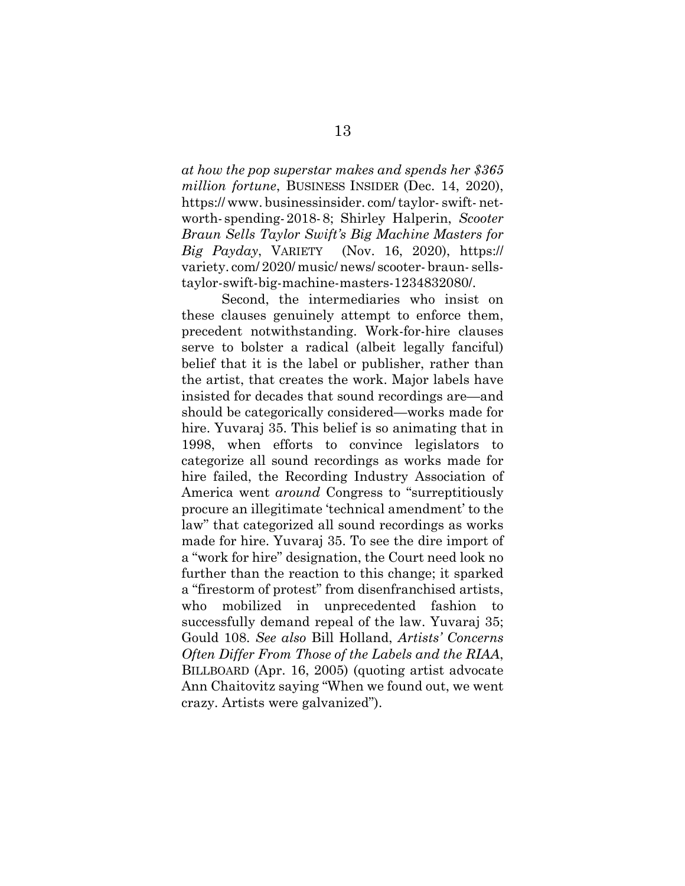*at how the pop superstar makes and spends her $365 million fortune*, BUSINESS INSIDER (Dec. 14, 2020), https://www.businessinsider.com/taylor-swift-net-worth-spending-2018-8; Shirley Halperin, *Scooter Braun Sells Taylor Swift's Big Machine Masters for Big Payday*, VARIETY (Nov. 16, 2020), https://variety.com/2020/music/news/scooter-braun-sells-taylor-swift-big-machine-masters-1234832080/.

Second, the intermediaries who insist on these clauses genuinely attempt to enforce them, precedent notwithstanding. Work-for-hire clauses serve to bolster a radical (albeit legally fanciful) belief that it is the label or publisher, rather than the artist, that creates the work. Major labels have insisted for decades that sound recordings are—and should be categorically considered—works made for hire. Yuvaraj 35. This belief is so animating that in 1998, when efforts to convince legislators to categorize all sound recordings as works made for hire failed, the Recording Industry Association of America went *around* Congress to "surreptitiously procure an illegitimate 'technical amendment' to the law" that categorized all sound recordings as works made for hire. Yuvaraj 35. To see the dire import of a "work for hire" designation, the Court need look no further than the reaction to this change; it sparked a "firestorm of protest" from disenfranchised artists, who mobilized in unprecedented fashion to successfully demand repeal of the law. Yuvaraj 35; Gould 108. *See also* Bill Holland, *Artists' Concerns Often Differ From Those of the Labels and the RIAA*, BILLBOARD (Apr. 16, 2005) (quoting artist advocate Ann Chaitovitz saying "When we found out, we went crazy. Artists were galvanized").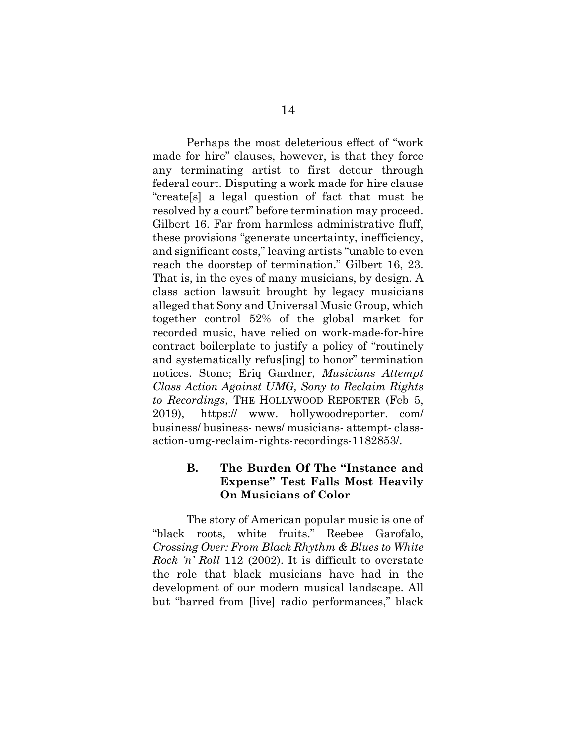Perhaps the most deleterious effect of "work made for hire" clauses, however, is that they force any terminating artist to first detour through federal court. Disputing a work made for hire clause "create[s] a legal question of fact that must be resolved by a court" before termination may proceed. Gilbert 16. Far from harmless administrative fluff, these provisions "generate uncertainty, inefficiency, and significant costs," leaving artists "unable to even reach the doorstep of termination." Gilbert 16, 23. That is, in the eyes of many musicians, by design. A class action lawsuit brought by legacy musicians alleged that Sony and Universal Music Group, which together control 52% of the global market for recorded music, have relied on work-made-for-hire contract boilerplate to justify a policy of "routinely and systematically refus[ing] to honor" termination notices. Stone; Eriq Gardner, *Musicians Attempt Class Action Against UMG, Sony to Reclaim Rights to Recordings*, THE HOLLYWOOD REPORTER (Feb 5, 2019), https:// www. hollywoodreporter. com/ business/ business- news/ musicians- attempt- class-action-umg-reclaim-rights-recordings-1182853/.

### B. The Burden Of The "Instance and Expense" Test Falls Most Heavily On Musicians of Color

The story of American popular music is one of "black roots, white fruits." Reebee Garofalo, *Crossing Over: From Black Rhythm & Blues to White Rock 'n' Roll* 112 (2002). It is difficult to overstate the role that black musicians have had in the development of our modern musical landscape. All but "barred from [live] radio performances," black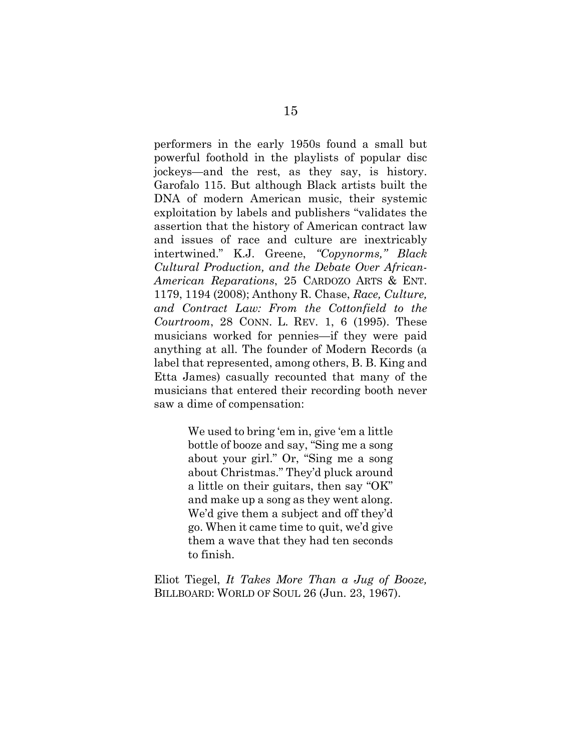performers in the early 1950s found a small but powerful foothold in the playlists of popular disc jockeys—and the rest, as they say, is history. Garofalo 115. But although Black artists built the DNA of modern American music, their systemic exploitation by labels and publishers "validates the assertion that the history of American contract law and issues of race and culture are inextricably intertwined." K.J. Greene, *"Copynorms," Black Cultural Production, and the Debate Over African-American Reparations*, 25 CARDOZO ARTS & ENT. 1179, 1194 (2008); Anthony R. Chase, *Race, Culture, and Contract Law: From the Cottonfield to the Courtroom*, 28 CONN. L. REV. 1, 6 (1995). These musicians worked for pennies—if they were paid anything at all. The founder of Modern Records (a label that represented, among others, B. B. King and Etta James) casually recounted that many of the musicians that entered their recording booth never saw a dime of compensation:

> We used to bring 'em in, give 'em a little bottle of booze and say, "Sing me a song about your girl." Or, "Sing me a song about Christmas." They'd pluck around a little on their guitars, then say "OK" and make up a song as they went along. We'd give them a subject and off they'd go. When it came time to quit, we'd give them a wave that they had ten seconds to finish.

Eliot Tiegel, *It Takes More Than a Jug of Booze,* BILLBOARD: WORLD OF SOUL 26 (Jun. 23, 1967).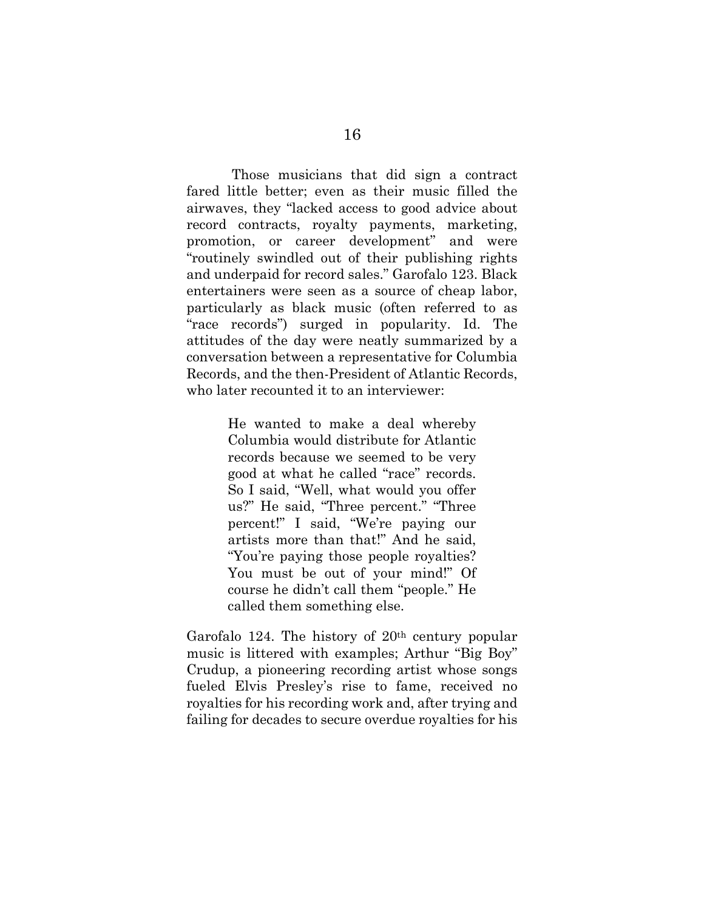Those musicians that did sign a contract fared little better; even as their music filled the airwaves, they "lacked access to good advice about record contracts, royalty payments, marketing, promotion, or career development" and were "routinely swindled out of their publishing rights and underpaid for record sales." Garofalo 123. Black entertainers were seen as a source of cheap labor, particularly as black music (often referred to as "race records") surged in popularity. Id. The attitudes of the day were neatly summarized by a conversation between a representative for Columbia Records, and the then-President of Atlantic Records, who later recounted it to an interviewer:

> He wanted to make a deal whereby Columbia would distribute for Atlantic records because we seemed to be very good at what he called "race" records. So I said, "Well, what would you offer us?" He said, "Three percent." "Three percent!" I said, "We're paying our artists more than that!" And he said, "You're paying those people royalties? You must be out of your mind!" Of course he didn't call them "people." He called them something else.

Garofalo 124. The history of 20th century popular music is littered with examples; Arthur "Big Boy" Crudup, a pioneering recording artist whose songs fueled Elvis Presley's rise to fame, received no royalties for his recording work and, after trying and failing for decades to secure overdue royalties for his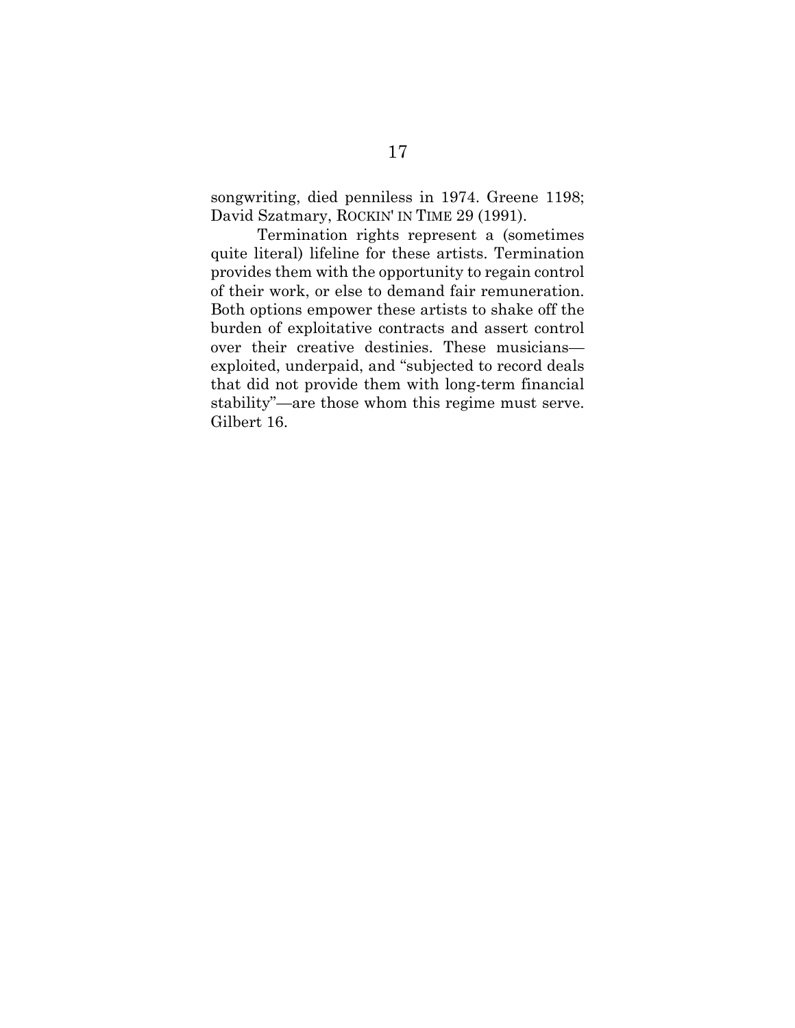songwriting, died penniless in 1974. Greene 1198; David Szatmary, ROCKIN' IN TIME 29 (1991).

Termination rights represent a (sometimes quite literal) lifeline for these artists. Termination provides them with the opportunity to regain control of their work, or else to demand fair remuneration. Both options empower these artists to shake off the burden of exploitative contracts and assert control over their creative destinies. These musicians—exploited, underpaid, and "subjected to record deals that did not provide them with long-term financial stability"—are those whom this regime must serve. Gilbert 16.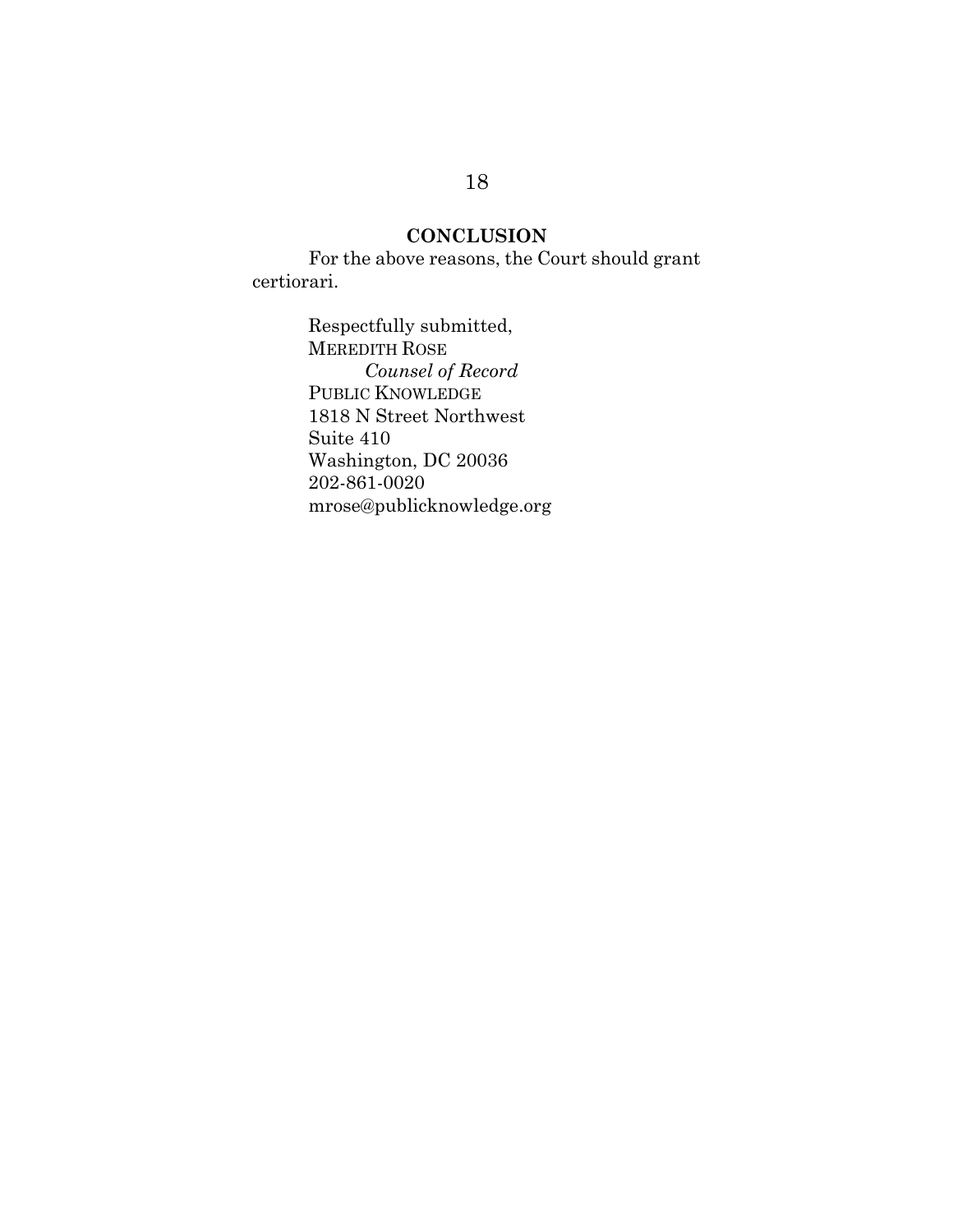## CONCLUSION

For the above reasons, the Court should grant certiorari.

Respectfully submitted,
MEREDITH ROSE
*Counsel of Record*
PUBLIC KNOWLEDGE
1818 N Street Northwest
Suite 410
Washington, DC 20036
202-861-0020
mrose@publicknowledge.org